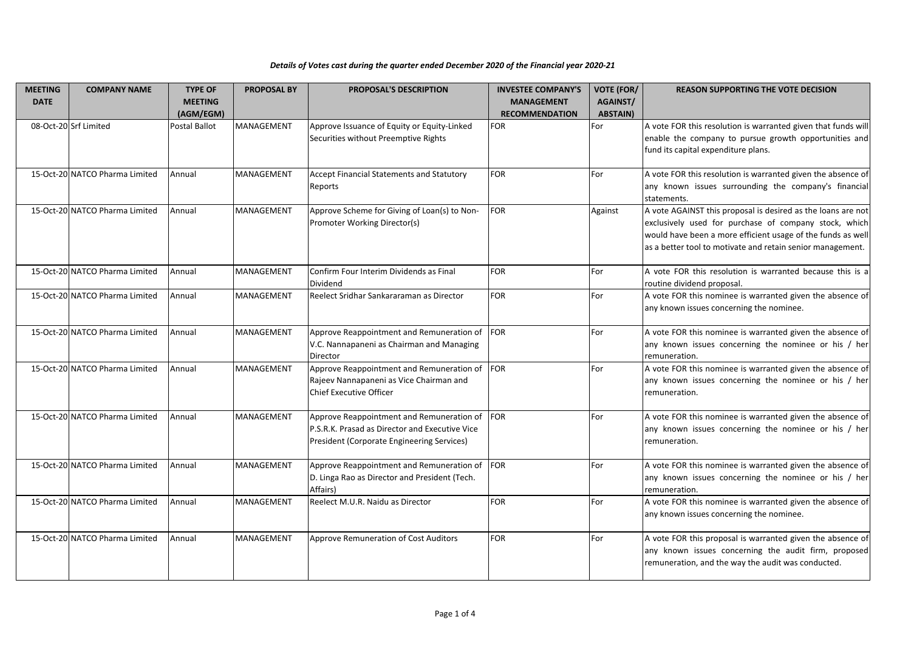*Details of Votes cast during the quarter ended December 2020 of the Financial year 2020-21*

| MEETING DATE | COMPANY NAME | TYPE OF MEETING (AGM/EGM) | PROPOSAL BY | PROPOSAL'S DESCRIPTION | INVESTEE COMPANY'S MANAGEMENT RECOMMENDATION | VOTE (FOR/ AGAINST/ ABSTAIN) | REASON SUPPORTING THE VOTE DECISION |
|---|---|---|---|---|---|---|---|
| 08-Oct-20 | Srf Limited | Postal Ballot | MANAGEMENT | Approve Issuance of Equity or Equity-Linked Securities without Preemptive Rights | FOR | For | A vote FOR this resolution is warranted given that funds will enable the company to pursue growth opportunities and fund its capital expenditure plans. |
| 15-Oct-20 | NATCO Pharma Limited | Annual | MANAGEMENT | Accept Financial Statements and Statutory Reports | FOR | For | A vote FOR this resolution is warranted given the absence of any known issues surrounding the company's financial statements. |
| 15-Oct-20 | NATCO Pharma Limited | Annual | MANAGEMENT | Approve Scheme for Giving of Loan(s) to Non-Promoter Working Director(s) | FOR | Against | A vote AGAINST this proposal is desired as the loans are not exclusively used for purchase of company stock, which would have been a more efficient usage of the funds as well as a better tool to motivate and retain senior management. |
| 15-Oct-20 | NATCO Pharma Limited | Annual | MANAGEMENT | Confirm Four Interim Dividends as Final Dividend | FOR | For | A vote FOR this resolution is warranted because this is a routine dividend proposal. |
| 15-Oct-20 | NATCO Pharma Limited | Annual | MANAGEMENT | Reelect Sridhar Sankararaman as Director | FOR | For | A vote FOR this nominee is warranted given the absence of any known issues concerning the nominee. |
| 15-Oct-20 | NATCO Pharma Limited | Annual | MANAGEMENT | Approve Reappointment and Remuneration of V.C. Nannapaneni as Chairman and Managing Director | FOR | For | A vote FOR this nominee is warranted given the absence of any known issues concerning the nominee or his / her remuneration. |
| 15-Oct-20 | NATCO Pharma Limited | Annual | MANAGEMENT | Approve Reappointment and Remuneration of Rajeev Nannapaneni as Vice Chairman and Chief Executive Officer | FOR | For | A vote FOR this nominee is warranted given the absence of any known issues concerning the nominee or his / her remuneration. |
| 15-Oct-20 | NATCO Pharma Limited | Annual | MANAGEMENT | Approve Reappointment and Remuneration of P.S.R.K. Prasad as Director and Executive Vice President (Corporate Engineering Services) | FOR | For | A vote FOR this nominee is warranted given the absence of any known issues concerning the nominee or his / her remuneration. |
| 15-Oct-20 | NATCO Pharma Limited | Annual | MANAGEMENT | Approve Reappointment and Remuneration of D. Linga Rao as Director and President (Tech. Affairs) | FOR | For | A vote FOR this nominee is warranted given the absence of any known issues concerning the nominee or his / her remuneration. |
| 15-Oct-20 | NATCO Pharma Limited | Annual | MANAGEMENT | Reelect M.U.R. Naidu as Director | FOR | For | A vote FOR this nominee is warranted given the absence of any known issues concerning the nominee. |
| 15-Oct-20 | NATCO Pharma Limited | Annual | MANAGEMENT | Approve Remuneration of Cost Auditors | FOR | For | A vote FOR this proposal is warranted given the absence of any known issues concerning the audit firm, proposed remuneration, and the way the audit was conducted. |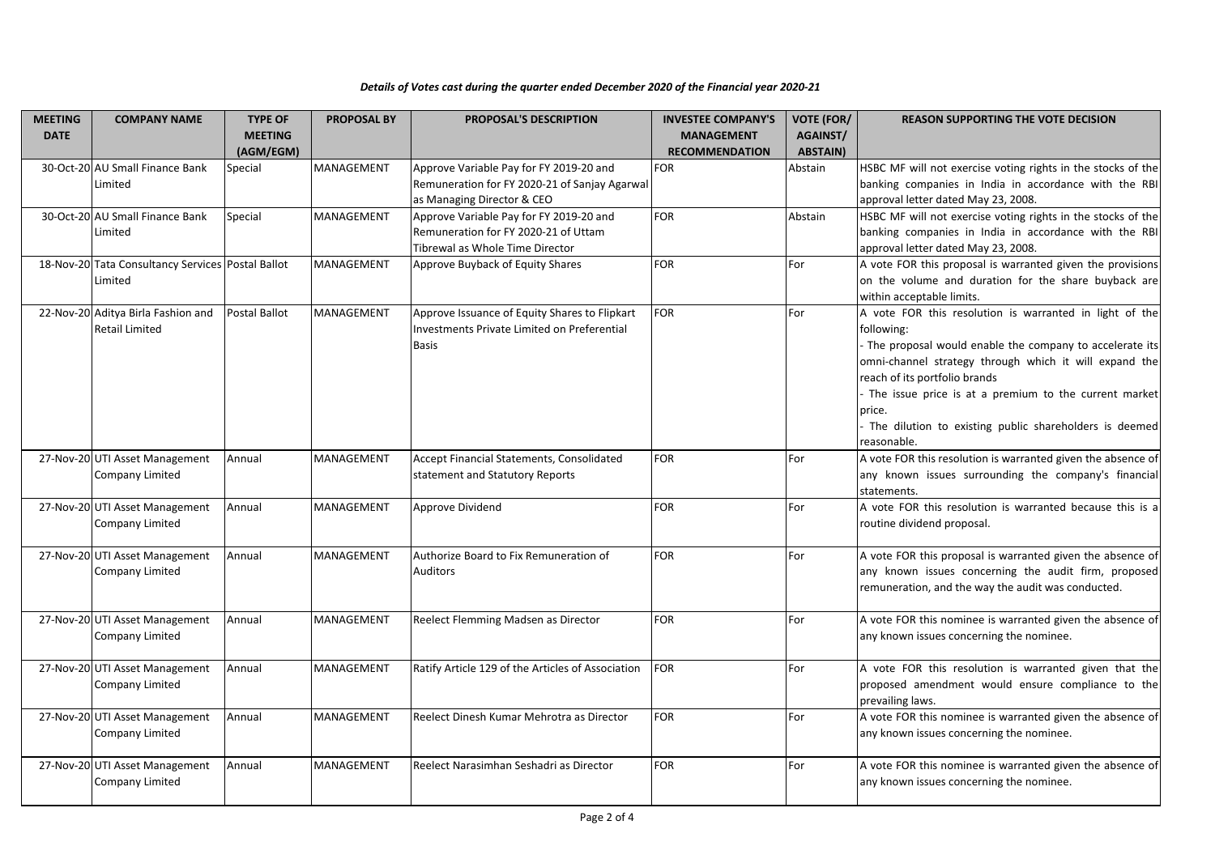*Details of Votes cast during the quarter ended December 2020 of the Financial year 2020-21*

| MEETING DATE | COMPANY NAME | TYPE OF MEETING (AGM/EGM) | PROPOSAL BY | PROPOSAL'S DESCRIPTION | INVESTEE COMPANY'S MANAGEMENT RECOMMENDATION | VOTE (FOR/ AGAINST/ ABSTAIN) | REASON SUPPORTING THE VOTE DECISION |
|---|---|---|---|---|---|---|---|
| 30-Oct-20 | AU Small Finance Bank Limited | Special | MANAGEMENT | Approve Variable Pay for FY 2019-20 and Remuneration for FY 2020-21 of Sanjay Agarwal as Managing Director & CEO | FOR | Abstain | HSBC MF will not exercise voting rights in the stocks of the banking companies in India in accordance with the RBI approval letter dated May 23, 2008. |
| 30-Oct-20 | AU Small Finance Bank Limited | Special | MANAGEMENT | Approve Variable Pay for FY 2019-20 and Remuneration for FY 2020-21 of Uttam Tibrewal as Whole Time Director | FOR | Abstain | HSBC MF will not exercise voting rights in the stocks of the banking companies in India in accordance with the RBI approval letter dated May 23, 2008. |
| 18-Nov-20 | Tata Consultancy Services Limited | Postal Ballot | MANAGEMENT | Approve Buyback of Equity Shares | FOR | For | A vote FOR this proposal is warranted given the provisions on the volume and duration for the share buyback are within acceptable limits. |
| 22-Nov-20 | Aditya Birla Fashion and Retail Limited | Postal Ballot | MANAGEMENT | Approve Issuance of Equity Shares to Flipkart Investments Private Limited on Preferential Basis | FOR | For | A vote FOR this resolution is warranted in light of the following:<br>- The proposal would enable the company to accelerate its omni-channel strategy through which it will expand the reach of its portfolio brands<br>- The issue price is at a premium to the current market price.<br>- The dilution to existing public shareholders is deemed reasonable. |
| 27-Nov-20 | UTI Asset Management Company Limited | Annual | MANAGEMENT | Accept Financial Statements, Consolidated statement and Statutory Reports | FOR | For | A vote FOR this resolution is warranted given the absence of any known issues surrounding the company's financial statements. |
| 27-Nov-20 | UTI Asset Management Company Limited | Annual | MANAGEMENT | Approve Dividend | FOR | For | A vote FOR this resolution is warranted because this is a routine dividend proposal. |
| 27-Nov-20 | UTI Asset Management Company Limited | Annual | MANAGEMENT | Authorize Board to Fix Remuneration of Auditors | FOR | For | A vote FOR this proposal is warranted given the absence of any known issues concerning the audit firm, proposed remuneration, and the way the audit was conducted. |
| 27-Nov-20 | UTI Asset Management Company Limited | Annual | MANAGEMENT | Reelect Flemming Madsen as Director | FOR | For | A vote FOR this nominee is warranted given the absence of any known issues concerning the nominee. |
| 27-Nov-20 | UTI Asset Management Company Limited | Annual | MANAGEMENT | Ratify Article 129 of the Articles of Association | FOR | For | A vote FOR this resolution is warranted given that the proposed amendment would ensure compliance to the prevailing laws. |
| 27-Nov-20 | UTI Asset Management Company Limited | Annual | MANAGEMENT | Reelect Dinesh Kumar Mehrotra as Director | FOR | For | A vote FOR this nominee is warranted given the absence of any known issues concerning the nominee. |
| 27-Nov-20 | UTI Asset Management Company Limited | Annual | MANAGEMENT | Reelect Narasimhan Seshadri as Director | FOR | For | A vote FOR this nominee is warranted given the absence of any known issues concerning the nominee. |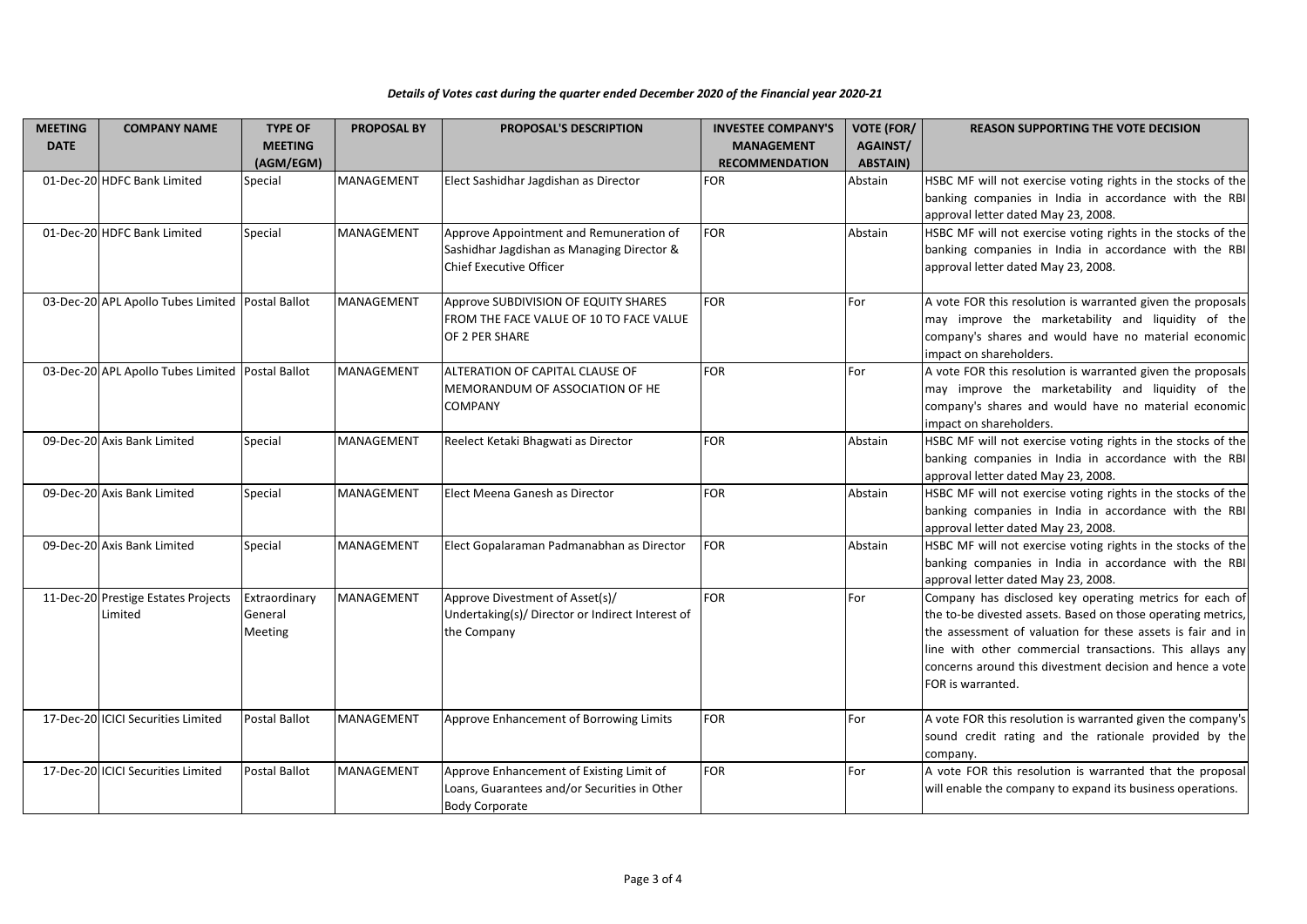*Details of Votes cast during the quarter ended December 2020 of the Financial year 2020-21*

| MEETING DATE | COMPANY NAME | TYPE OF MEETING (AGM/EGM) | PROPOSAL BY | PROPOSAL'S DESCRIPTION | INVESTEE COMPANY'S MANAGEMENT RECOMMENDATION | VOTE (FOR/ AGAINST/ ABSTAIN) | REASON SUPPORTING THE VOTE DECISION |
|---|---|---|---|---|---|---|---|
| 01-Dec-20 | HDFC Bank Limited | Special | MANAGEMENT | Elect Sashidhar Jagdishan as Director | FOR | Abstain | HSBC MF will not exercise voting rights in the stocks of the banking companies in India in accordance with the RBI approval letter dated May 23, 2008. |
| 01-Dec-20 | HDFC Bank Limited | Special | MANAGEMENT | Approve Appointment and Remuneration of Sashidhar Jagdishan as Managing Director & Chief Executive Officer | FOR | Abstain | HSBC MF will not exercise voting rights in the stocks of the banking companies in India in accordance with the RBI approval letter dated May 23, 2008. |
| 03-Dec-20 | APL Apollo Tubes Limited | Postal Ballot | MANAGEMENT | Approve SUBDIVISION OF EQUITY SHARES FROM THE FACE VALUE OF 10 TO FACE VALUE OF 2 PER SHARE | FOR | For | A vote FOR this resolution is warranted given the proposals may improve the marketability and liquidity of the company's shares and would have no material economic impact on shareholders. |
| 03-Dec-20 | APL Apollo Tubes Limited | Postal Ballot | MANAGEMENT | ALTERATION OF CAPITAL CLAUSE OF MEMORANDUM OF ASSOCIATION OF HE COMPANY | FOR | For | A vote FOR this resolution is warranted given the proposals may improve the marketability and liquidity of the company's shares and would have no material economic impact on shareholders. |
| 09-Dec-20 | Axis Bank Limited | Special | MANAGEMENT | Reelect Ketaki Bhagwati as Director | FOR | Abstain | HSBC MF will not exercise voting rights in the stocks of the banking companies in India in accordance with the RBI approval letter dated May 23, 2008. |
| 09-Dec-20 | Axis Bank Limited | Special | MANAGEMENT | Elect Meena Ganesh as Director | FOR | Abstain | HSBC MF will not exercise voting rights in the stocks of the banking companies in India in accordance with the RBI approval letter dated May 23, 2008. |
| 09-Dec-20 | Axis Bank Limited | Special | MANAGEMENT | Elect Gopalaraman Padmanabhan as Director | FOR | Abstain | HSBC MF will not exercise voting rights in the stocks of the banking companies in India in accordance with the RBI approval letter dated May 23, 2008. |
| 11-Dec-20 | Prestige Estates Projects Limited | Extraordinary General Meeting | MANAGEMENT | Approve Divestment of Asset(s)/ Undertaking(s)/ Director or Indirect Interest of the Company | FOR | For | Company has disclosed key operating metrics for each of the to-be divested assets. Based on those operating metrics, the assessment of valuation for these assets is fair and in line with other commercial transactions. This allays any concerns around this divestment decision and hence a vote FOR is warranted. |
| 17-Dec-20 | ICICI Securities Limited | Postal Ballot | MANAGEMENT | Approve Enhancement of Borrowing Limits | FOR | For | A vote FOR this resolution is warranted given the company's sound credit rating and the rationale provided by the company. |
| 17-Dec-20 | ICICI Securities Limited | Postal Ballot | MANAGEMENT | Approve Enhancement of Existing Limit of Loans, Guarantees and/or Securities in Other Body Corporate | FOR | For | A vote FOR this resolution is warranted that the proposal will enable the company to expand its business operations. |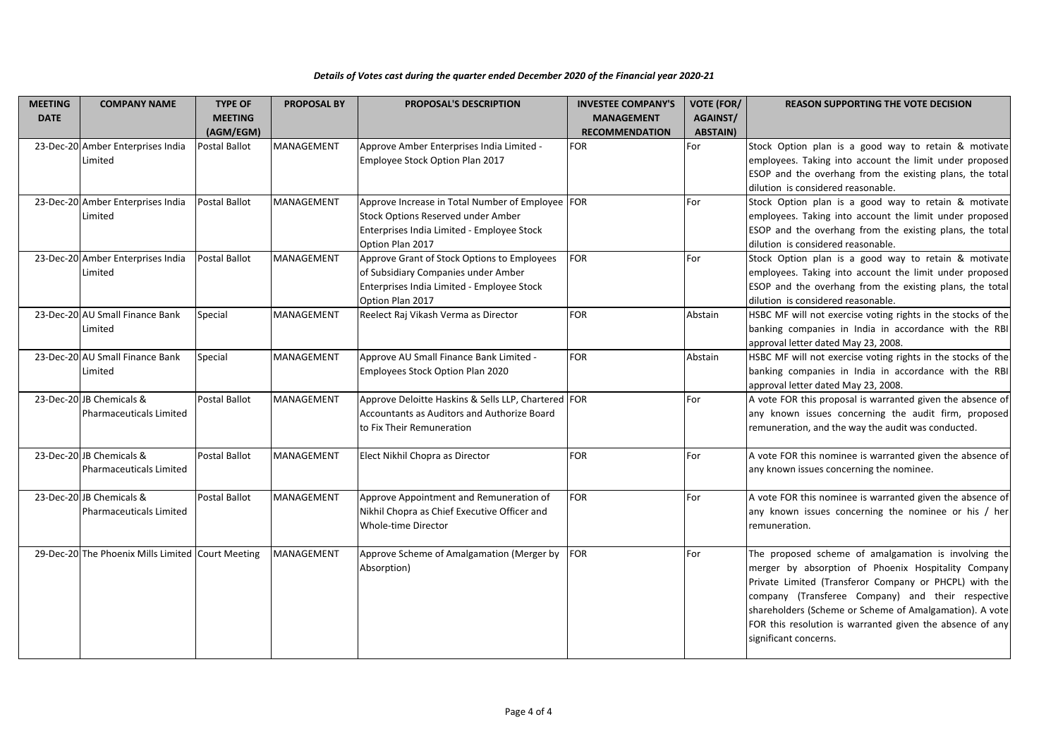*Details of Votes cast during the quarter ended December 2020 of the Financial year 2020-21*

| MEETING DATE | COMPANY NAME | TYPE OF MEETING (AGM/EGM) | PROPOSAL BY | PROPOSAL'S DESCRIPTION | INVESTEE COMPANY'S MANAGEMENT RECOMMENDATION | VOTE (FOR/ AGAINST/ ABSTAIN) | REASON SUPPORTING THE VOTE DECISION |
|---|---|---|---|---|---|---|---|
| 23-Dec-20 | Amber Enterprises India Limited | Postal Ballot | MANAGEMENT | Approve Amber Enterprises India Limited - Employee Stock Option Plan 2017 | FOR | For | Stock Option plan is a good way to retain & motivate employees. Taking into account the limit under proposed ESOP and the overhang from the existing plans, the total dilution is considered reasonable. |
| 23-Dec-20 | Amber Enterprises India Limited | Postal Ballot | MANAGEMENT | Approve Increase in Total Number of Employee Stock Options Reserved under Amber Enterprises India Limited - Employee Stock Option Plan 2017 | FOR | For | Stock Option plan is a good way to retain & motivate employees. Taking into account the limit under proposed ESOP and the overhang from the existing plans, the total dilution is considered reasonable. |
| 23-Dec-20 | Amber Enterprises India Limited | Postal Ballot | MANAGEMENT | Approve Grant of Stock Options to Employees of Subsidiary Companies under Amber Enterprises India Limited - Employee Stock Option Plan 2017 | FOR | For | Stock Option plan is a good way to retain & motivate employees. Taking into account the limit under proposed ESOP and the overhang from the existing plans, the total dilution is considered reasonable. |
| 23-Dec-20 | AU Small Finance Bank Limited | Special | MANAGEMENT | Reelect Raj Vikash Verma as Director | FOR | Abstain | HSBC MF will not exercise voting rights in the stocks of the banking companies in India in accordance with the RBI approval letter dated May 23, 2008. |
| 23-Dec-20 | AU Small Finance Bank Limited | Special | MANAGEMENT | Approve AU Small Finance Bank Limited - Employees Stock Option Plan 2020 | FOR | Abstain | HSBC MF will not exercise voting rights in the stocks of the banking companies in India in accordance with the RBI approval letter dated May 23, 2008. |
| 23-Dec-20 | JB Chemicals & Pharmaceuticals Limited | Postal Ballot | MANAGEMENT | Approve Deloitte Haskins & Sells LLP, Chartered Accountants as Auditors and Authorize Board to Fix Their Remuneration | FOR | For | A vote FOR this proposal is warranted given the absence of any known issues concerning the audit firm, proposed remuneration, and the way the audit was conducted. |
| 23-Dec-20 | JB Chemicals & Pharmaceuticals Limited | Postal Ballot | MANAGEMENT | Elect Nikhil Chopra as Director | FOR | For | A vote FOR this nominee is warranted given the absence of any known issues concerning the nominee. |
| 23-Dec-20 | JB Chemicals & Pharmaceuticals Limited | Postal Ballot | MANAGEMENT | Approve Appointment and Remuneration of Nikhil Chopra as Chief Executive Officer and Whole-time Director | FOR | For | A vote FOR this nominee is warranted given the absence of any known issues concerning the nominee or his / her remuneration. |
| 29-Dec-20 | The Phoenix Mills Limited | Court Meeting | MANAGEMENT | Approve Scheme of Amalgamation (Merger by Absorption) | FOR | For | The proposed scheme of amalgamation is involving the merger by absorption of Phoenix Hospitality Company Private Limited (Transferor Company or PHCPL) with the company (Transferee Company) and their respective shareholders (Scheme or Scheme of Amalgamation). A vote FOR this resolution is warranted given the absence of any significant concerns. |